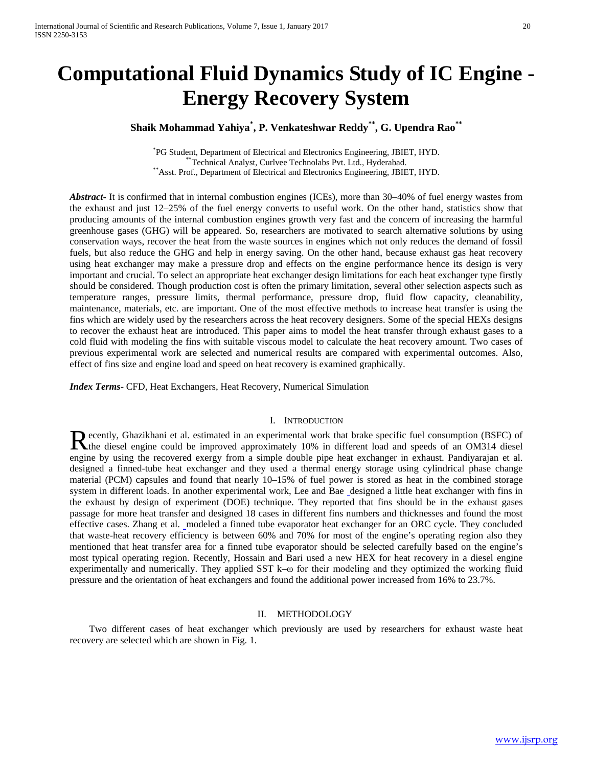# Computational Fluid Dynamics Study of IC Engine - Energy Recovery System

**Shaik Mohammad Yahiya[*], P. Venkateshwar Reddy[**], G. Upendra Rao[**]**

[*]PG Student, Department of Electrical and Electronics Engineering, JBIET, HYD.
[**]Technical Analyst, Curlvee Technolabs Pvt. Ltd., Hyderabad.
[**]Asst. Prof., Department of Electrical and Electronics Engineering, JBIET, HYD.

***Abstract***- It is confirmed that in internal combustion engines (ICEs), more than 30–40% of fuel energy wastes from the exhaust and just 12–25% of the fuel energy converts to useful work. On the other hand, statistics show that producing amounts of the internal combustion engines growth very fast and the concern of increasing the harmful greenhouse gases (GHG) will be appeared. So, researchers are motivated to search alternative solutions by using conservation ways, recover the heat from the waste sources in engines which not only reduces the demand of fossil fuels, but also reduce the GHG and help in energy saving. On the other hand, because exhaust gas heat recovery using heat exchanger may make a pressure drop and effects on the engine performance hence its design is very important and crucial. To select an appropriate heat exchanger design limitations for each heat exchanger type firstly should be considered. Though production cost is often the primary limitation, several other selection aspects such as temperature ranges, pressure limits, thermal performance, pressure drop, fluid flow capacity, cleanability, maintenance, materials, etc. are important. One of the most effective methods to increase heat transfer is using the fins which are widely used by the researchers across the heat recovery designers. Some of the special HEXs designs to recover the exhaust heat are introduced. This paper aims to model the heat transfer through exhaust gases to a cold fluid with modeling the fins with suitable viscous model to calculate the heat recovery amount. Two cases of previous experimental work are selected and numerical results are compared with experimental outcomes. Also, effect of fins size and engine load and speed on heat recovery is examined graphically.

***Index Terms***- CFD, Heat Exchangers, Heat Recovery, Numerical Simulation

## I. Introduction

Recently, Ghazikhani et al. estimated in an experimental work that brake specific fuel consumption (BSFC) of the diesel engine could be improved approximately 10% in different load and speeds of an OM314 diesel engine by using the recovered exergy from a simple double pipe heat exchanger in exhaust. Pandiyarajan et al. designed a finned-tube heat exchanger and they used a thermal energy storage using cylindrical phase change material (PCM) capsules and found that nearly 10–15% of fuel power is stored as heat in the combined storage system in different loads. In another experimental work, Lee and Bae designed a little heat exchanger with fins in the exhaust by design of experiment (DOE) technique. They reported that fins should be in the exhaust gases passage for more heat transfer and designed 18 cases in different fins numbers and thicknesses and found the most effective cases. Zhang et al. modeled a finned tube evaporator heat exchanger for an ORC cycle. They concluded that waste-heat recovery efficiency is between 60% and 70% for most of the engine's operating region also they mentioned that heat transfer area for a finned tube evaporator should be selected carefully based on the engine's most typical operating region. Recently, Hossain and Bari used a new HEX for heat recovery in a diesel engine experimentally and numerically. They applied SST k–ω for their modeling and they optimized the working fluid pressure and the orientation of heat exchangers and found the additional power increased from 16% to 23.7%.

## II. Methodology

Two different cases of heat exchanger which previously are used by researchers for exhaust waste heat recovery are selected which are shown in Fig. 1.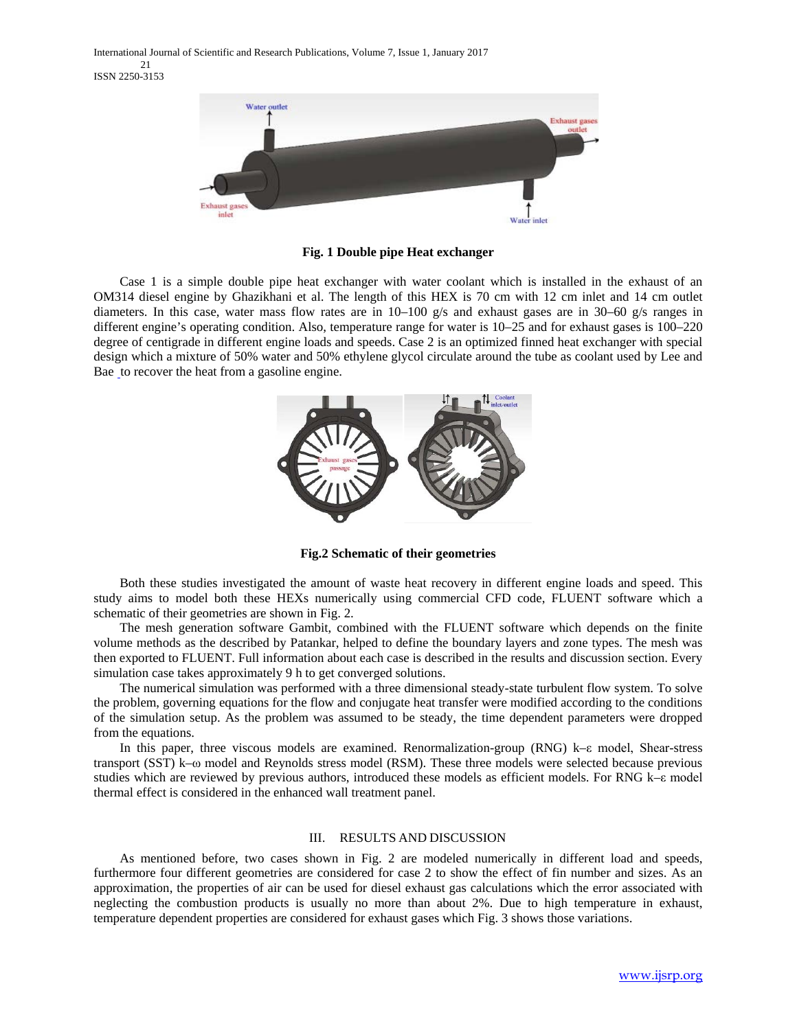**Fig. 1 Double pipe Heat exchanger**

Case 1 is a simple double pipe heat exchanger with water coolant which is installed in the exhaust of an OM314 diesel engine by Ghazikhani et al. The length of this HEX is 70 cm with 12 cm inlet and 14 cm outlet diameters. In this case, water mass flow rates are in 10–100 g/s and exhaust gases are in 30–60 g/s ranges in different engine's operating condition. Also, temperature range for water is 10–25 and for exhaust gases is 100–220 degree of centigrade in different engine loads and speeds. Case 2 is an optimized finned heat exchanger with special design which a mixture of 50% water and 50% ethylene glycol circulate around the tube as coolant used by Lee and Bae to recover the heat from a gasoline engine.

**Fig.2 Schematic of their geometries**

Both these studies investigated the amount of waste heat recovery in different engine loads and speed. This study aims to model both these HEXs numerically using commercial CFD code, FLUENT software which a schematic of their geometries are shown in Fig. 2.

The mesh generation software Gambit, combined with the FLUENT software which depends on the finite volume methods as the described by Patankar, helped to define the boundary layers and zone types. The mesh was then exported to FLUENT. Full information about each case is described in the results and discussion section. Every simulation case takes approximately 9 h to get converged solutions.

The numerical simulation was performed with a three dimensional steady-state turbulent flow system. To solve the problem, governing equations for the flow and conjugate heat transfer were modified according to the conditions of the simulation setup. As the problem was assumed to be steady, the time dependent parameters were dropped from the equations.

In this paper, three viscous models are examined. Renormalization-group (RNG) k–ε model, Shear-stress transport (SST) k–ω model and Reynolds stress model (RSM). These three models were selected because previous studies which are reviewed by previous authors, introduced these models as efficient models. For RNG k–ε model thermal effect is considered in the enhanced wall treatment panel.

## III. RESULTS AND DISCUSSION

As mentioned before, two cases shown in Fig. 2 are modeled numerically in different load and speeds, furthermore four different geometries are considered for case 2 to show the effect of fin number and sizes. As an approximation, the properties of air can be used for diesel exhaust gas calculations which the error associated with neglecting the combustion products is usually no more than about 2%. Due to high temperature in exhaust, temperature dependent properties are considered for exhaust gases which Fig. 3 shows those variations.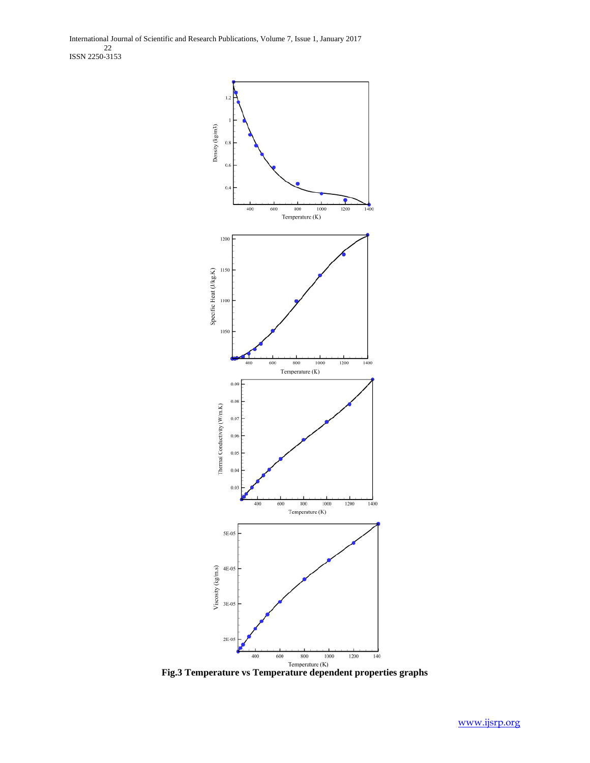**Fig.3 Temperature vs Temperature dependent properties graphs**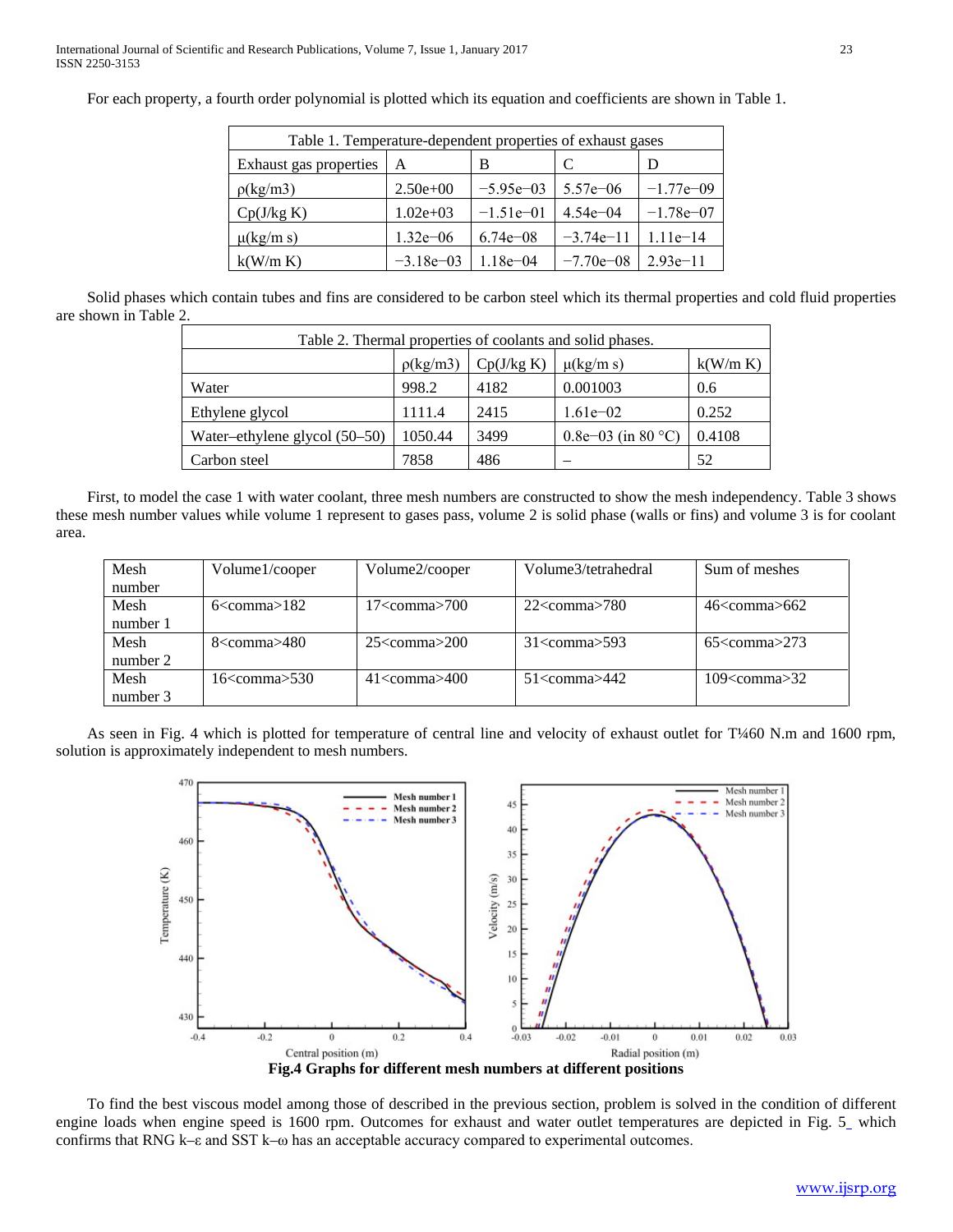For each property, a fourth order polynomial is plotted which its equation and coefficients are shown in Table 1.

Table 1. Temperature-dependent properties of exhaust gases

| Exhaust gas properties | A | B | C | D |
|---|---|---|---|---|
| ρ(kg/m3) | 2.50e+00 | −5.95e−03 | 5.57e−06 | −1.77e−09 |
| Cp(J/kg K) | 1.02e+03 | −1.51e−01 | 4.54e−04 | −1.78e−07 |
| μ(kg/m s) | 1.32e−06 | 6.74e−08 | −3.74e−11 | 1.11e−14 |
| k(W/m K) | −3.18e−03 | 1.18e−04 | −7.70e−08 | 2.93e−11 |

Solid phases which contain tubes and fins are considered to be carbon steel which its thermal properties and cold fluid properties are shown in Table 2.

Table 2. Thermal properties of coolants and solid phases.

| | ρ(kg/m3) | Cp(J/kg K) | μ(kg/m s) | k(W/m K) |
|---|---|---|---|---|
| Water | 998.2 | 4182 | 0.001003 | 0.6 |
| Ethylene glycol | 1111.4 | 2415 | 1.61e−02 | 0.252 |
| Water–ethylene glycol (50–50) | 1050.44 | 3499 | 0.8e−03 (in 80 °C) | 0.4108 |
| Carbon steel | 7858 | 486 | – | 52 |

First, to model the case 1 with water coolant, three mesh numbers are constructed to show the mesh independency. Table 3 shows these mesh number values while volume 1 represent to gases pass, volume 2 is solid phase (walls or fins) and volume 3 is for coolant area.

| Mesh number | Volume1/cooper | Volume2/cooper | Volume3/tetrahedral | Sum of meshes |
|---|---|---|---|---|
| Mesh number 1 | 6<comma>182 | 17<comma>700 | 22<comma>780 | 46<comma>662 |
| Mesh number 2 | 8<comma>480 | 25<comma>200 | 31<comma>593 | 65<comma>273 |
| Mesh number 3 | 16<comma>530 | 41<comma>400 | 51<comma>442 | 109<comma>32 |

As seen in Fig. 4 which is plotted for temperature of central line and velocity of exhaust outlet for T¼60 N.m and 1600 rpm, solution is approximately independent to mesh numbers.

**Fig.4 Graphs for different mesh numbers at different positions**

To find the best viscous model among those of described in the previous section, problem is solved in the condition of different engine loads when engine speed is 1600 rpm. Outcomes for exhaust and water outlet temperatures are depicted in Fig. 5 which confirms that RNG k–ε and SST k–ω has an acceptable accuracy compared to experimental outcomes.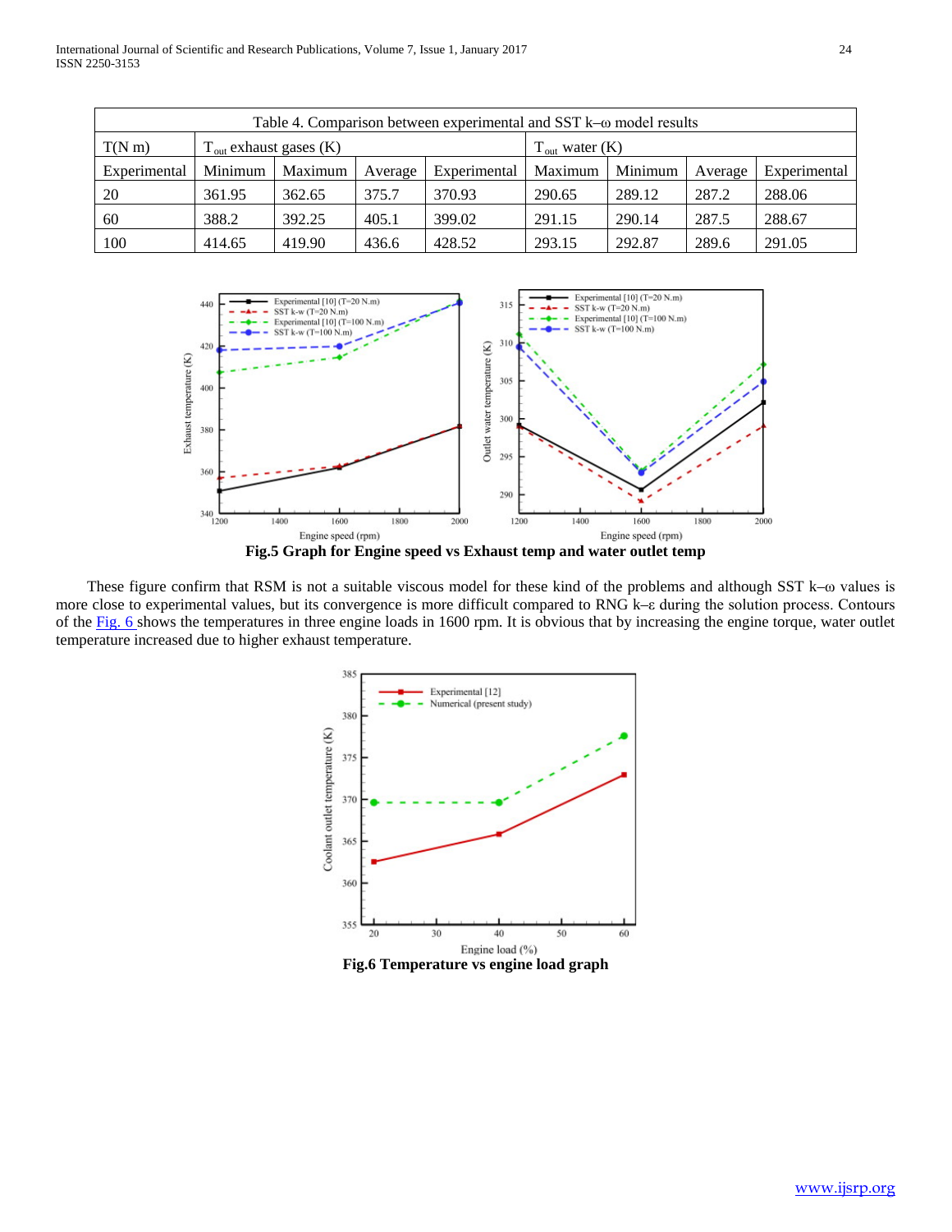| Table 4. Comparison between experimental and SST k–ω model results | | | | | | | | |
|---|---|---|---|---|---|---|---|---|
| T(N m) | $T_{out}$ exhaust gases (K) | | | | $T_{out}$ water (K) | | | |
| Experimental | Minimum | Maximum | Average | Experimental | Maximum | Minimum | Average | Experimental |
| 20 | 361.95 | 362.65 | 375.7 | 370.93 | 290.65 | 289.12 | 287.2 | 288.06 |
| 60 | 388.2 | 392.25 | 405.1 | 399.02 | 291.15 | 290.14 | 287.5 | 288.67 |
| 100 | 414.65 | 419.90 | 436.6 | 428.52 | 293.15 | 292.87 | 289.6 | 291.05 |

**Fig.5 Graph for Engine speed vs Exhaust temp and water outlet temp**

These figure confirm that RSM is not a suitable viscous model for these kind of the problems and although SST k–ω values is more close to experimental values, but its convergence is more difficult compared to RNG k–ε during the solution process. Contours of the Fig. 6 shows the temperatures in three engine loads in 1600 rpm. It is obvious that by increasing the engine torque, water outlet temperature increased due to higher exhaust temperature.

**Fig.6 Temperature vs engine load graph**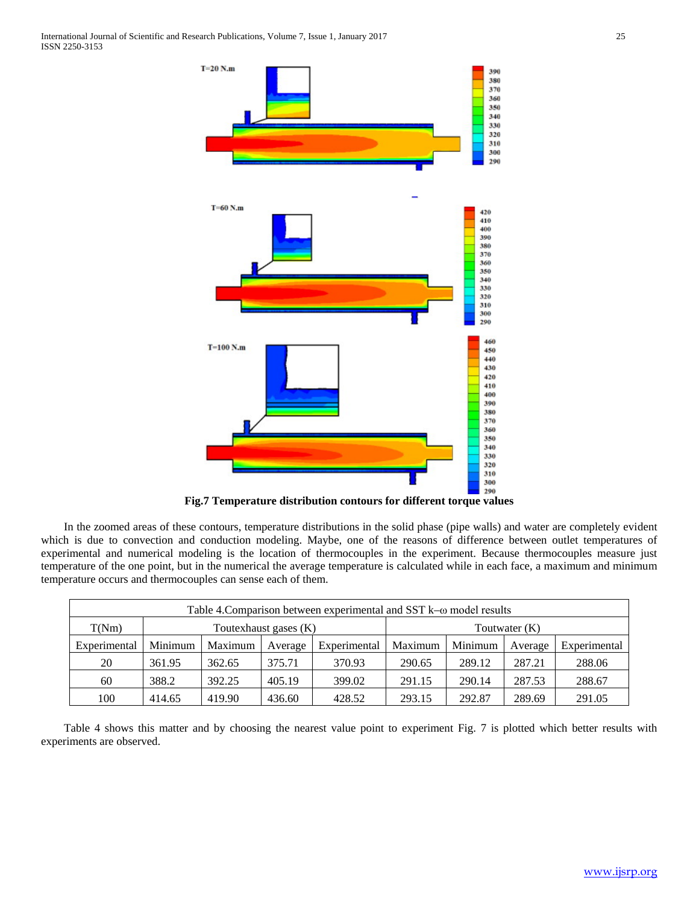**Fig.7 Temperature distribution contours for different torque values**

In the zoomed areas of these contours, temperature distributions in the solid phase (pipe walls) and water are completely evident which is due to convection and conduction modeling. Maybe, one of the reasons of difference between outlet temperatures of experimental and numerical modeling is the location of thermocouples in the experiment. Because thermocouples measure just temperature of the one point, but in the numerical the average temperature is calculated while in each face, a maximum and minimum temperature occurs and thermocouples can sense each of them.

Table 4.Comparison between experimental and SST k–ω model results

| T(Nm) | Toutexhaust gases (K) | | | | Toutwater (K) | | | |
|---|---|---|---|---|---|---|---|---|
| Experimental | Minimum | Maximum | Average | Experimental | Maximum | Minimum | Average | Experimental |
| 20 | 361.95 | 362.65 | 375.71 | 370.93 | 290.65 | 289.12 | 287.21 | 288.06 |
| 60 | 388.2 | 392.25 | 405.19 | 399.02 | 291.15 | 290.14 | 287.53 | 288.67 |
| 100 | 414.65 | 419.90 | 436.60 | 428.52 | 293.15 | 292.87 | 289.69 | 291.05 |

Table 4 shows this matter and by choosing the nearest value point to experiment Fig. 7 is plotted which better results with experiments are observed.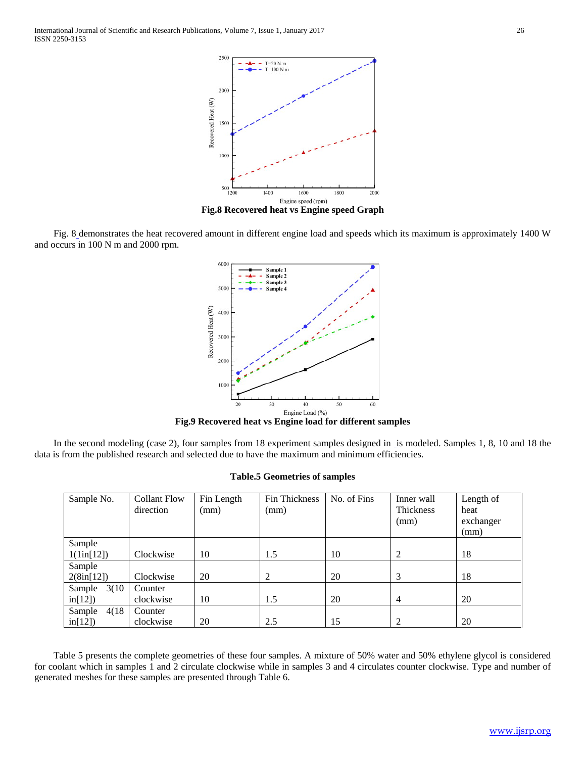Fig.8 Recovered heat vs Engine speed Graph

Fig. 8 demonstrates the heat recovered amount in different engine load and speeds which its maximum is approximately 1400 W and occurs in 100 N m and 2000 rpm.

Fig.9 Recovered heat vs Engine load for different samples

In the second modeling (case 2), four samples from 18 experiment samples designed in  is modeled. Samples 1, 8, 10 and 18 the data is from the published research and selected due to have the maximum and minimum efficiencies.

**Table.5 Geometries of samples**

| Sample No. | Collant Flow direction | Fin Length (mm) | Fin Thickness (mm) | No. of Fins | Inner wall Thickness (mm) | Length of heat exchanger (mm) |
|---|---|---|---|---|---|---|
| Sample 1(1in[12]) | Clockwise | 10 | 1.5 | 10 | 2 | 18 |
| Sample 2(8in[12]) | Clockwise | 20 | 2 | 20 | 3 | 18 |
| Sample 3(10 in[12]) | Counter clockwise | 10 | 1.5 | 20 | 4 | 20 |
| Sample 4(18 in[12]) | Counter clockwise | 20 | 2.5 | 15 | 2 | 20 |

Table 5 presents the complete geometries of these four samples. A mixture of 50% water and 50% ethylene glycol is considered for coolant which in samples 1 and 2 circulate clockwise while in samples 3 and 4 circulates counter clockwise. Type and number of generated meshes for these samples are presented through Table 6.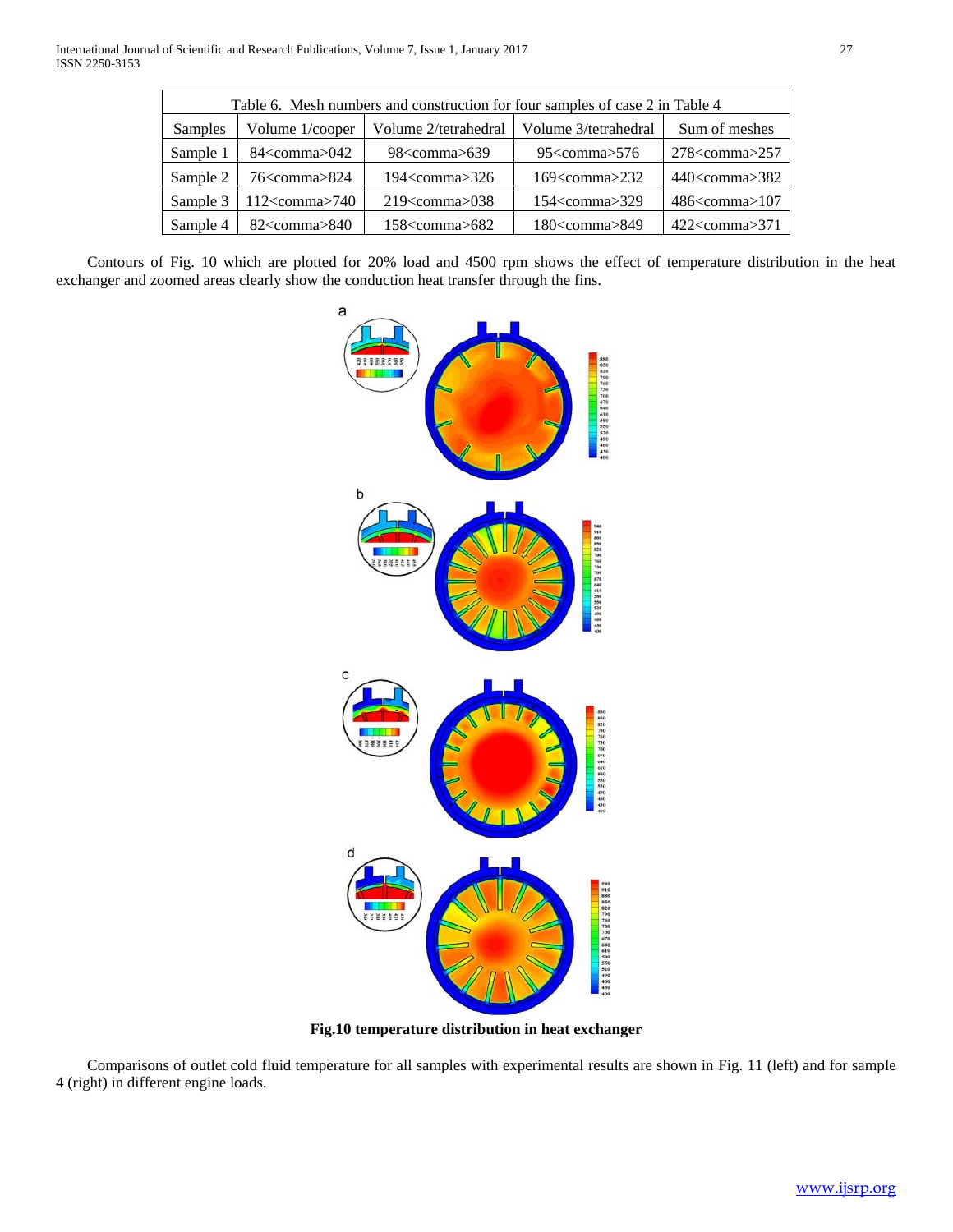| Table 6. Mesh numbers and construction for four samples of case 2 in Table 4 | | | | |
|---|---|---|---|---|
| Samples | Volume 1/cooper | Volume 2/tetrahedral | Volume 3/tetrahedral | Sum of meshes |
| Sample 1 | 84<comma>042 | 98<comma>639 | 95<comma>576 | 278<comma>257 |
| Sample 2 | 76<comma>824 | 194<comma>326 | 169<comma>232 | 440<comma>382 |
| Sample 3 | 112<comma>740 | 219<comma>038 | 154<comma>329 | 486<comma>107 |
| Sample 4 | 82<comma>840 | 158<comma>682 | 180<comma>849 | 422<comma>371 |

Contours of Fig. 10 which are plotted for 20% load and 4500 rpm shows the effect of temperature distribution in the heat exchanger and zoomed areas clearly show the conduction heat transfer through the fins.

**Fig.10 temperature distribution in heat exchanger**

Comparisons of outlet cold fluid temperature for all samples with experimental results are shown in Fig. 11 (left) and for sample 4 (right) in different engine loads.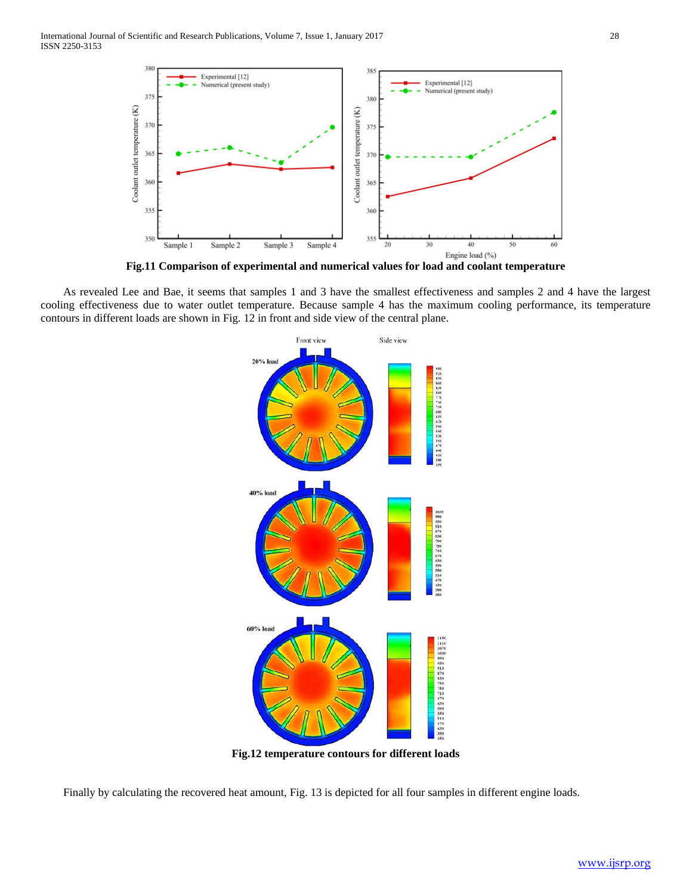**Fig.11 Comparison of experimental and numerical values for load and coolant temperature**

As revealed Lee and Bae, it seems that samples 1 and 3 have the smallest effectiveness and samples 2 and 4 have the largest cooling effectiveness due to water outlet temperature. Because sample 4 has the maximum cooling performance, its temperature contours in different loads are shown in Fig. 12 in front and side view of the central plane.

**Fig.12 temperature contours for different loads**

Finally by calculating the recovered heat amount, Fig. 13 is depicted for all four samples in different engine loads.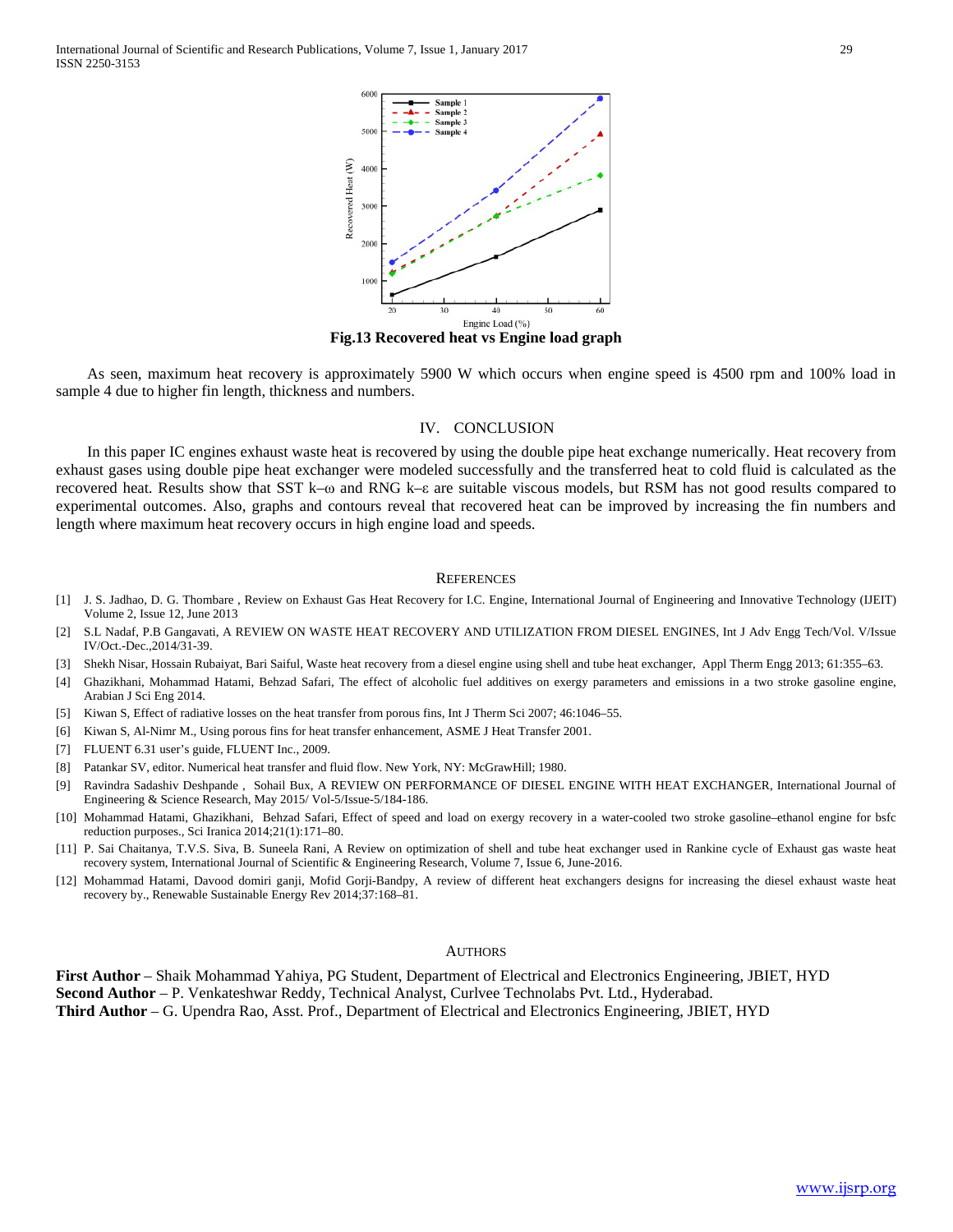6000
5000
4000
3000
2000
1000

Recovered Heat (W)

20 30 40 50 60

Engine Load (%)

Sample 1
Sample 2
Sample 3
Sample 4

**Fig.13 Recovered heat vs Engine load graph**

As seen, maximum heat recovery is approximately 5900 W which occurs when engine speed is 4500 rpm and 100% load in sample 4 due to higher fin length, thickness and numbers.

## IV. CONCLUSION

In this paper IC engines exhaust waste heat is recovered by using the double pipe heat exchange numerically. Heat recovery from exhaust gases using double pipe heat exchanger were modeled successfully and the transferred heat to cold fluid is calculated as the recovered heat. Results show that SST k–ω and RNG k–ε are suitable viscous models, but RSM has not good results compared to experimental outcomes. Also, graphs and contours reveal that recovered heat can be improved by increasing the fin numbers and length where maximum heat recovery occurs in high engine load and speeds.

## REFERENCES

[1] J. S. Jadhao, D. G. Thombare , Review on Exhaust Gas Heat Recovery for I.C. Engine, International Journal of Engineering and Innovative Technology (IJEIT) Volume 2, Issue 12, June 2013

[2] S.L Nadaf, P.B Gangavati, A REVIEW ON WASTE HEAT RECOVERY AND UTILIZATION FROM DIESEL ENGINES, Int J Adv Engg Tech/Vol. V/Issue IV/Oct.-Dec.,2014/31-39.

[3] Shekh Nisar, Hossain Rubaiyat, Bari Saiful, Waste heat recovery from a diesel engine using shell and tube heat exchanger, Appl Therm Engg 2013; 61:355–63.

[4] Ghazikhani, Mohammad Hatami, Behzad Safari, The effect of alcoholic fuel additives on exergy parameters and emissions in a two stroke gasoline engine, Arabian J Sci Eng 2014.

[5] Kiwan S, Effect of radiative losses on the heat transfer from porous fins, Int J Therm Sci 2007; 46:1046–55.

[6] Kiwan S, Al-Nimr M., Using porous fins for heat transfer enhancement, ASME J Heat Transfer 2001.

[7] FLUENT 6.31 user's guide, FLUENT Inc., 2009.

[8] Patankar SV, editor. Numerical heat transfer and fluid flow. New York, NY: McGrawHill; 1980.

[9] Ravindra Sadashiv Deshpande , Sohail Bux, A REVIEW ON PERFORMANCE OF DIESEL ENGINE WITH HEAT EXCHANGER, International Journal of Engineering & Science Research, May 2015/ Vol-5/Issue-5/184-186.

[10] Mohammad Hatami, Ghazikhani, Behzad Safari, Effect of speed and load on exergy recovery in a water-cooled two stroke gasoline–ethanol engine for bsfc reduction purposes., Sci Iranica 2014;21(1):171–80.

[11] P. Sai Chaitanya, T.V.S. Siva, B. Suneela Rani, A Review on optimization of shell and tube heat exchanger used in Rankine cycle of Exhaust gas waste heat recovery system, International Journal of Scientific & Engineering Research, Volume 7, Issue 6, June-2016.

[12] Mohammad Hatami, Davood domiri ganji, Mofid Gorji-Bandpy, A review of different heat exchangers designs for increasing the diesel exhaust waste heat recovery by., Renewable Sustainable Energy Rev 2014;37:168–81.

## AUTHORS

**First Author** – Shaik Mohammad Yahiya, PG Student, Department of Electrical and Electronics Engineering, JBIET, HYD
**Second Author** – P. Venkateshwar Reddy, Technical Analyst, Curlvee Technolabs Pvt. Ltd., Hyderabad.
**Third Author** – G. Upendra Rao, Asst. Prof., Department of Electrical and Electronics Engineering, JBIET, HYD